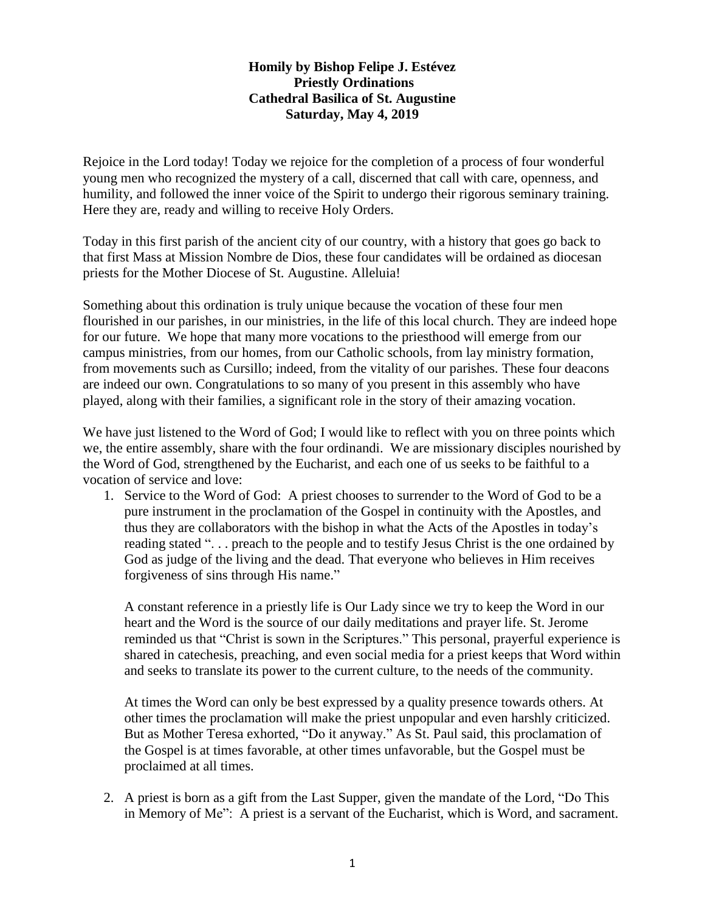**Homily by Bishop Felipe J. Estévez**
**Priestly Ordinations**
**Cathedral Basilica of St. Augustine**
**Saturday, May 4, 2019**

Rejoice in the Lord today! Today we rejoice for the completion of a process of four wonderful young men who recognized the mystery of a call, discerned that call with care, openness, and humility, and followed the inner voice of the Spirit to undergo their rigorous seminary training. Here they are, ready and willing to receive Holy Orders.

Today in this first parish of the ancient city of our country, with a history that goes go back to that first Mass at Mission Nombre de Dios, these four candidates will be ordained as diocesan priests for the Mother Diocese of St. Augustine. Alleluia!

Something about this ordination is truly unique because the vocation of these four men flourished in our parishes, in our ministries, in the life of this local church. They are indeed hope for our future. We hope that many more vocations to the priesthood will emerge from our campus ministries, from our homes, from our Catholic schools, from lay ministry formation, from movements such as Cursillo; indeed, from the vitality of our parishes. These four deacons are indeed our own. Congratulations to so many of you present in this assembly who have played, along with their families, a significant role in the story of their amazing vocation.

We have just listened to the Word of God; I would like to reflect with you on three points which we, the entire assembly, share with the four ordinandi. We are missionary disciples nourished by the Word of God, strengthened by the Eucharist, and each one of us seeks to be faithful to a vocation of service and love:

1. Service to the Word of God: A priest chooses to surrender to the Word of God to be a pure instrument in the proclamation of the Gospel in continuity with the Apostles, and thus they are collaborators with the bishop in what the Acts of the Apostles in today's reading stated ". . . preach to the people and to testify Jesus Christ is the one ordained by God as judge of the living and the dead. That everyone who believes in Him receives forgiveness of sins through His name."

   A constant reference in a priestly life is Our Lady since we try to keep the Word in our heart and the Word is the source of our daily meditations and prayer life. St. Jerome reminded us that "Christ is sown in the Scriptures." This personal, prayerful experience is shared in catechesis, preaching, and even social media for a priest keeps that Word within and seeks to translate its power to the current culture, to the needs of the community.

   At times the Word can only be best expressed by a quality presence towards others. At other times the proclamation will make the priest unpopular and even harshly criticized. But as Mother Teresa exhorted, "Do it anyway." As St. Paul said, this proclamation of the Gospel is at times favorable, at other times unfavorable, but the Gospel must be proclaimed at all times.

2. A priest is born as a gift from the Last Supper, given the mandate of the Lord, "Do This in Memory of Me": A priest is a servant of the Eucharist, which is Word, and sacrament.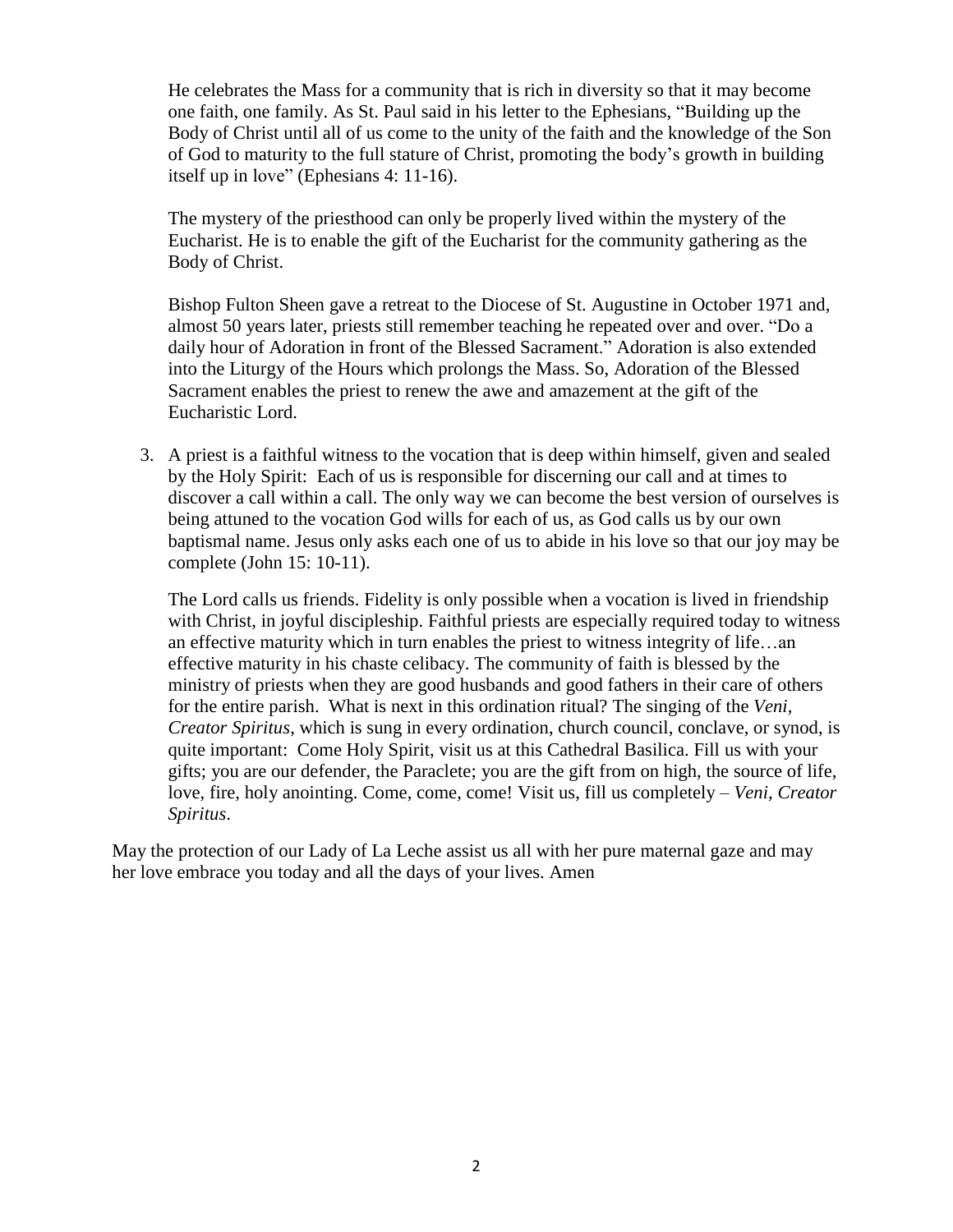He celebrates the Mass for a community that is rich in diversity so that it may become one faith, one family. As St. Paul said in his letter to the Ephesians, "Building up the Body of Christ until all of us come to the unity of the faith and the knowledge of the Son of God to maturity to the full stature of Christ, promoting the body's growth in building itself up in love" (Ephesians 4: 11-16).

The mystery of the priesthood can only be properly lived within the mystery of the Eucharist. He is to enable the gift of the Eucharist for the community gathering as the Body of Christ.

Bishop Fulton Sheen gave a retreat to the Diocese of St. Augustine in October 1971 and, almost 50 years later, priests still remember teaching he repeated over and over. "Do a daily hour of Adoration in front of the Blessed Sacrament." Adoration is also extended into the Liturgy of the Hours which prolongs the Mass. So, Adoration of the Blessed Sacrament enables the priest to renew the awe and amazement at the gift of the Eucharistic Lord.

3. A priest is a faithful witness to the vocation that is deep within himself, given and sealed by the Holy Spirit: Each of us is responsible for discerning our call and at times to discover a call within a call. The only way we can become the best version of ourselves is being attuned to the vocation God wills for each of us, as God calls us by our own baptismal name. Jesus only asks each one of us to abide in his love so that our joy may be complete (John 15: 10-11).

   The Lord calls us friends. Fidelity is only possible when a vocation is lived in friendship with Christ, in joyful discipleship. Faithful priests are especially required today to witness an effective maturity which in turn enables the priest to witness integrity of life…an effective maturity in his chaste celibacy. The community of faith is blessed by the ministry of priests when they are good husbands and good fathers in their care of others for the entire parish. What is next in this ordination ritual? The singing of the *Veni, Creator Spiritus*, which is sung in every ordination, church council, conclave, or synod, is quite important: Come Holy Spirit, visit us at this Cathedral Basilica. Fill us with your gifts; you are our defender, the Paraclete; you are the gift from on high, the source of life, love, fire, holy anointing. Come, come, come! Visit us, fill us completely – *Veni, Creator Spiritus*.

May the protection of our Lady of La Leche assist us all with her pure maternal gaze and may her love embrace you today and all the days of your lives. Amen